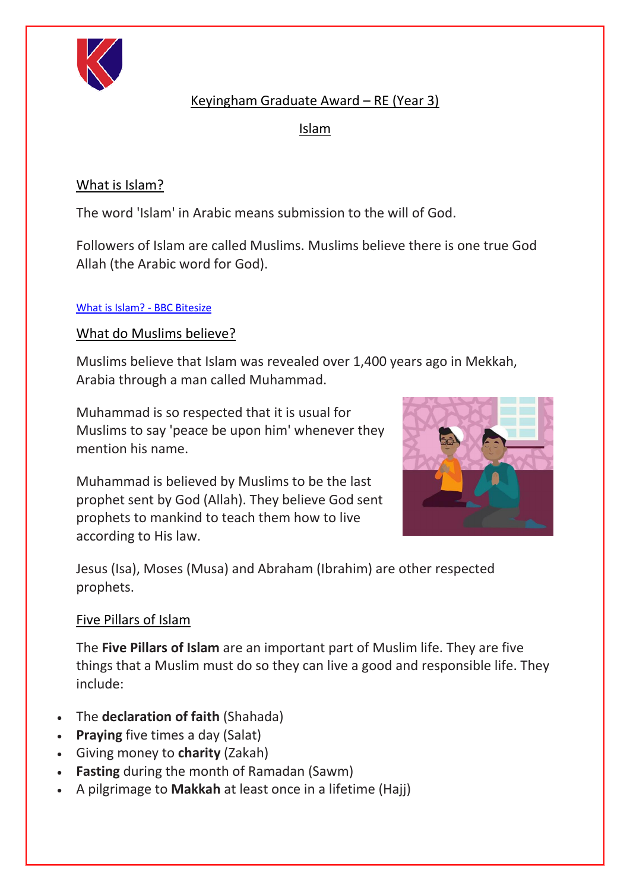# Keyingham Graduate Award – RE (Year 3)

## Islam

### What is Islam?

The word 'Islam' in Arabic means submission to the will of God.

Followers of Islam are called Muslims. Muslims believe there is one true God Allah (the Arabic word for God).

[What is Islam? - BBC Bitesize]

### What do Muslims believe?

Muslims believe that Islam was revealed over 1,400 years ago in Mekkah, Arabia through a man called Muhammad.

Muhammad is so respected that it is usual for Muslims to say 'peace be upon him' whenever they mention his name.

Muhammad is believed by Muslims to be the last prophet sent by God (Allah). They believe God sent prophets to mankind to teach them how to live according to His law.

Jesus (Isa), Moses (Musa) and Abraham (Ibrahim) are other respected prophets.

### Five Pillars of Islam

The **Five Pillars of Islam** are an important part of Muslim life. They are five things that a Muslim must do so they can live a good and responsible life. They include:

- The **declaration of faith** (Shahada)
- **Praying** five times a day (Salat)
- Giving money to **charity** (Zakah)
- **Fasting** during the month of Ramadan (Sawm)
- A pilgrimage to **Makkah** at least once in a lifetime (Hajj)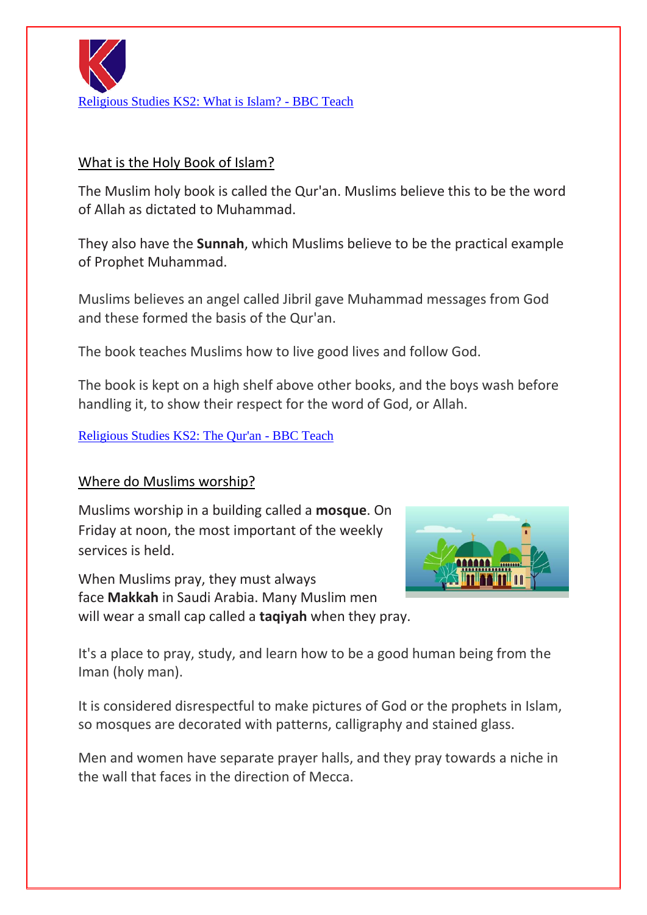Religious Studies KS2: What is Islam? - BBC Teach

## What is the Holy Book of Islam?

The Muslim holy book is called the Qur'an. Muslims believe this to be the word of Allah as dictated to Muhammad.

They also have the **Sunnah**, which Muslims believe to be the practical example of Prophet Muhammad.

Muslims believes an angel called Jibril gave Muhammad messages from God and these formed the basis of the Qur'an.

The book teaches Muslims how to live good lives and follow God.

The book is kept on a high shelf above other books, and the boys wash before handling it, to show their respect for the word of God, or Allah.

Religious Studies KS2: The Qur'an - BBC Teach

## Where do Muslims worship?

Muslims worship in a building called a **mosque**. On Friday at noon, the most important of the weekly services is held.

When Muslims pray, they must always face **Makkah** in Saudi Arabia. Many Muslim men will wear a small cap called a **taqiyah** when they pray.

It's a place to pray, study, and learn how to be a good human being from the Iman (holy man).

It is considered disrespectful to make pictures of God or the prophets in Islam, so mosques are decorated with patterns, calligraphy and stained glass.

Men and women have separate prayer halls, and they pray towards a niche in the wall that faces in the direction of Mecca.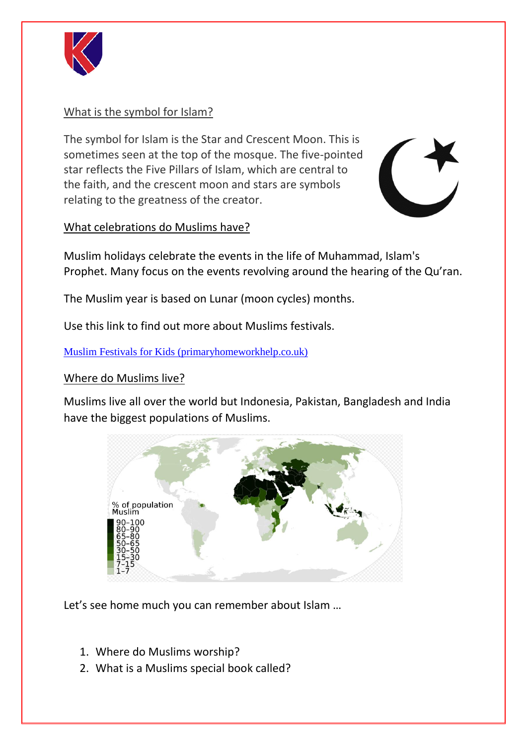## What is the symbol for Islam?

The symbol for Islam is the Star and Crescent Moon. This is sometimes seen at the top of the mosque. The five-pointed star reflects the Five Pillars of Islam, which are central to the faith, and the crescent moon and stars are symbols relating to the greatness of the creator.

## What celebrations do Muslims have?

Muslim holidays celebrate the events in the life of Muhammad, Islam's Prophet. Many focus on the events revolving around the hearing of the Qu'ran.

The Muslim year is based on Lunar (moon cycles) months.

Use this link to find out more about Muslims festivals.

[Muslim Festivals for Kids (primaryhomeworkhelp.co.uk)]

## Where do Muslims live?

Muslims live all over the world but Indonesia, Pakistan, Bangladesh and India have the biggest populations of Muslims.

% of population Muslim
90-100
80-90
65-80
50-65
30-50
15-30
7-15
1-7

Let's see home much you can remember about Islam …

1. Where do Muslims worship?
2. What is a Muslims special book called?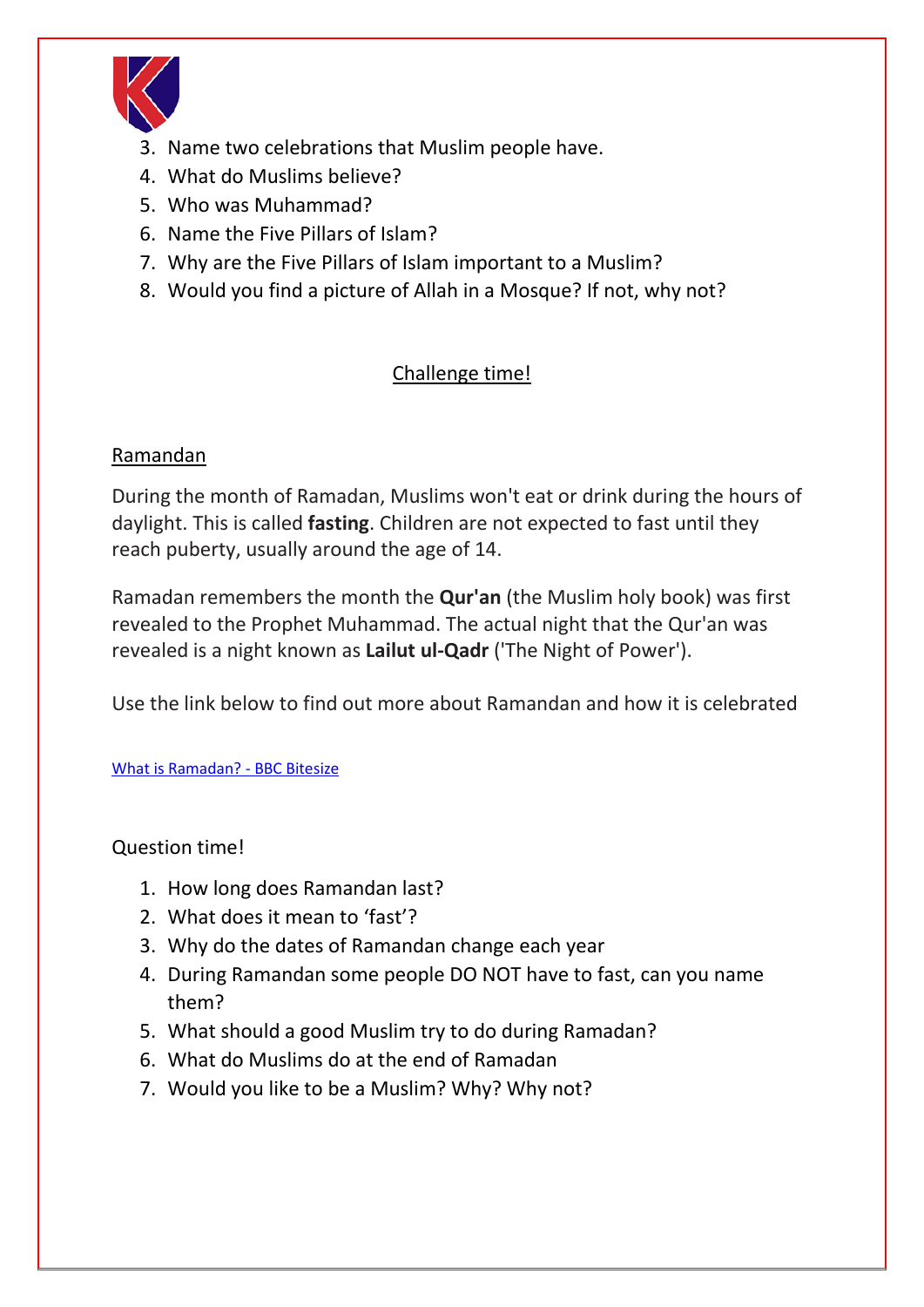3. Name two celebrations that Muslim people have.
4. What do Muslims believe?
5. Who was Muhammad?
6. Name the Five Pillars of Islam?
7. Why are the Five Pillars of Islam important to a Muslim?
8. Would you find a picture of Allah in a Mosque? If not, why not?

## Challenge time!

### Ramandan

During the month of Ramadan, Muslims won't eat or drink during the hours of daylight. This is called **fasting**. Children are not expected to fast until they reach puberty, usually around the age of 14.

Ramadan remembers the month the **Qur'an** (the Muslim holy book) was first revealed to the Prophet Muhammad. The actual night that the Qur'an was revealed is a night known as **Lailut ul-Qadr** ('The Night of Power').

Use the link below to find out more about Ramandan and how it is celebrated

What is Ramadan? - BBC Bitesize

Question time!

1. How long does Ramandan last?
2. What does it mean to 'fast'?
3. Why do the dates of Ramandan change each year
4. During Ramandan some people DO NOT have to fast, can you name them?
5. What should a good Muslim try to do during Ramadan?
6. What do Muslims do at the end of Ramadan
7. Would you like to be a Muslim? Why? Why not?